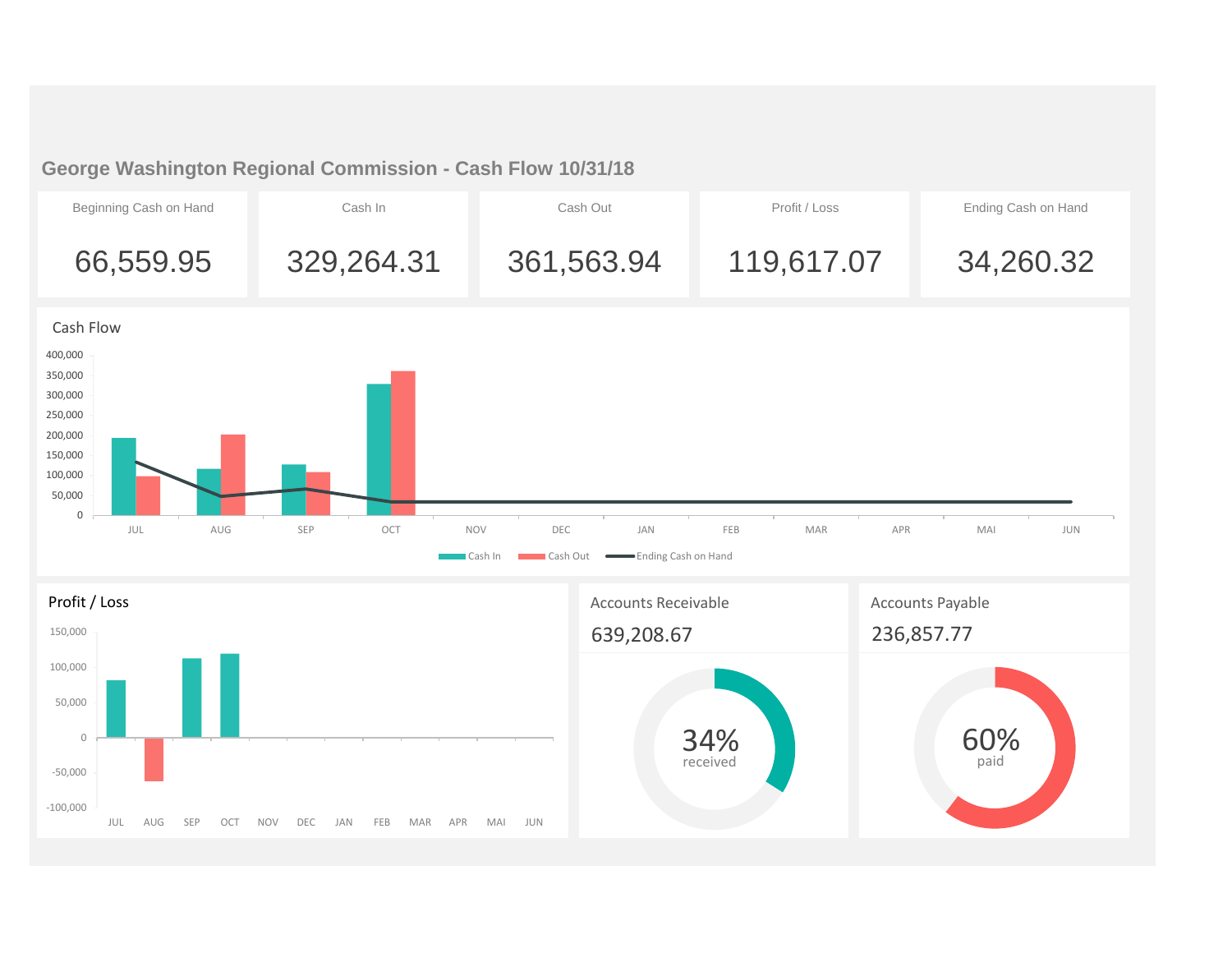# George Washington Regional Commission - Cash Flow 10/31/18

| Beginning Cash on Hand | Cash In | Cash Out | Profit / Loss | Ending Cash on Hand |
|---|---|---|---|---|
| 66,559.95 | 329,264.31 | 361,563.94 | 119,617.07 | 34,260.32 |

## Cash Flow

400,000
350,000
300,000
250,000
200,000
150,000
100,000
50,000
0

JUL AUG SEP OCT NOV DEC JAN FEB MAR APR MAI JUN

Cash In — Cash Out — Ending Cash on Hand

## Profit / Loss

150,000
100,000
50,000
0
-50,000
-100,000

JUL AUG SEP OCT NOV DEC JAN FEB MAR APR MAI JUN

## Accounts Receivable

639,208.67

34% received

## Accounts Payable

236,857.77

60% paid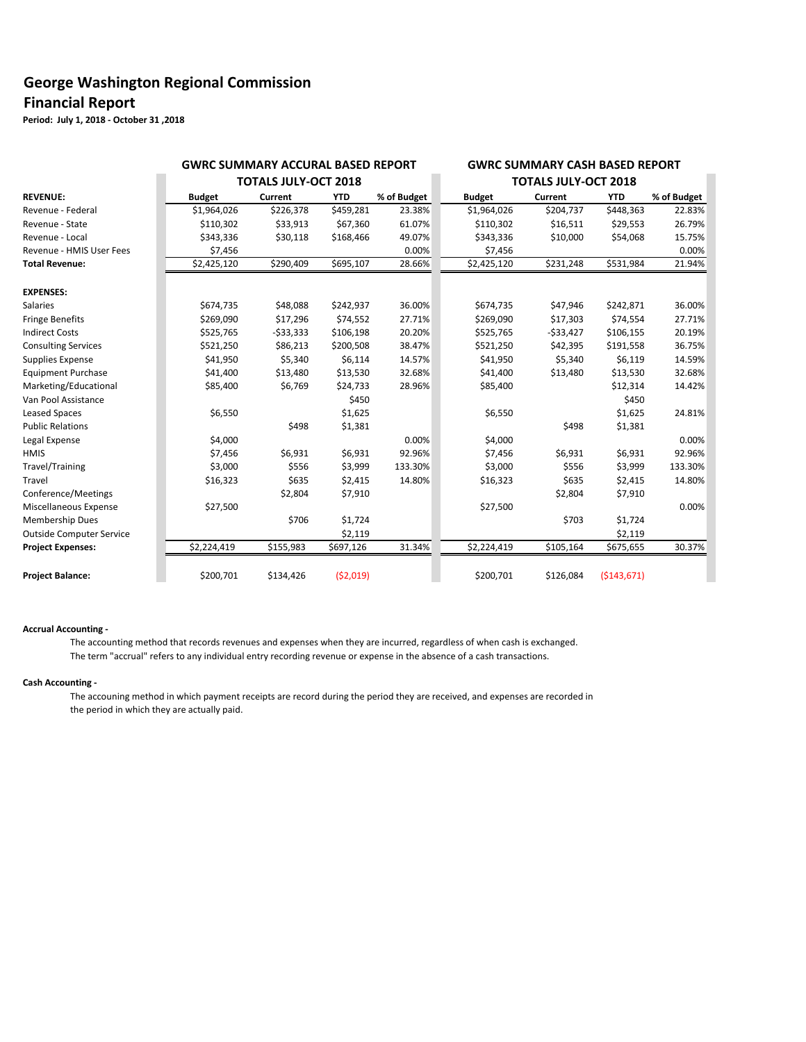# George Washington Regional Commission

## Financial Report

**Period: July 1, 2018 - October 31 ,2018**

| | GWRC SUMMARY ACCURAL BASED REPORT TOTALS JULY-OCT 2018 | | | | GWRC SUMMARY CASH BASED REPORT TOTALS JULY-OCT 2018 | | | |
|---|---|---|---|---|---|---|---|---|
| **REVENUE:** | **Budget** | **Current** | **YTD** | **% of Budget** | **Budget** | **Current** | **YTD** | **% of Budget** |
| Revenue - Federal | $1,964,026 | $226,378 | $459,281 | 23.38% | $1,964,026 | $204,737 | $448,363 | 22.83% |
| Revenue - State | $110,302 | $33,913 | $67,360 | 61.07% | $110,302 | $16,511 | $29,553 | 26.79% |
| Revenue - Local | $343,336 | $30,118 | $168,466 | 49.07% | $343,336 | $10,000 | $54,068 | 15.75% |
| Revenue - HMIS User Fees | $7,456 | | | 0.00% | $7,456 | | | 0.00% |
| **Total Revenue:** | $2,425,120 | $290,409 | $695,107 | 28.66% | $2,425,120 | $231,248 | $531,984 | 21.94% |
| | | | | | | | | |
| **EXPENSES:** | | | | | | | | |
| Salaries | $674,735 | $48,088 | $242,937 | 36.00% | $674,735 | $47,946 | $242,871 | 36.00% |
| Fringe Benefits | $269,090 | $17,296 | $74,552 | 27.71% | $269,090 | $17,303 | $74,554 | 27.71% |
| Indirect Costs | $525,765 | -$33,333 | $106,198 | 20.20% | $525,765 | -$33,427 | $106,155 | 20.19% |
| Consulting Services | $521,250 | $86,213 | $200,508 | 38.47% | $521,250 | $42,395 | $191,558 | 36.75% |
| Supplies Expense | $41,950 | $5,340 | $6,114 | 14.57% | $41,950 | $5,340 | $6,119 | 14.59% |
| Equipment Purchase | $41,400 | $13,480 | $13,530 | 32.68% | $41,400 | $13,480 | $13,530 | 32.68% |
| Marketing/Educational | $85,400 | $6,769 | $24,733 | 28.96% | $85,400 | | $12,314 | 14.42% |
| Van Pool Assistance | | | $450 | | | | $450 | |
| Leased Spaces | $6,550 | | $1,625 | | $6,550 | | $1,625 | 24.81% |
| Public Relations | | $498 | $1,381 | | | $498 | $1,381 | |
| Legal Expense | $4,000 | | | 0.00% | $4,000 | | | 0.00% |
| HMIS | $7,456 | $6,931 | $6,931 | 92.96% | $7,456 | $6,931 | $6,931 | 92.96% |
| Travel/Training | $3,000 | $556 | $3,999 | 133.30% | $3,000 | $556 | $3,999 | 133.30% |
| Travel | $16,323 | $635 | $2,415 | 14.80% | $16,323 | $635 | $2,415 | 14.80% |
| Conference/Meetings | | $2,804 | $7,910 | | | $2,804 | $7,910 | |
| Miscellaneous Expense | $27,500 | | | | $27,500 | | | 0.00% |
| Membership Dues | | $706 | $1,724 | | | $703 | $1,724 | |
| Outside Computer Service | | | $2,119 | | | | $2,119 | |
| **Project Expenses:** | $2,224,419 | $155,983 | $697,126 | 31.34% | $2,224,419 | $105,164 | $675,655 | 30.37% |
| | | | | | | | | |
| **Project Balance:** | $200,701 | $134,426 | ($2,019) | | $200,701 | $126,084 | ($143,671) | |

**Accrual Accounting -**

The accounting method that records revenues and expenses when they are incurred, regardless of when cash is exchanged. The term "accrual" refers to any individual entry recording revenue or expense in the absence of a cash transactions.

**Cash Accounting -**

The accouning method in which payment receipts are record during the period they are received, and expenses are recorded in the period in which they are actually paid.